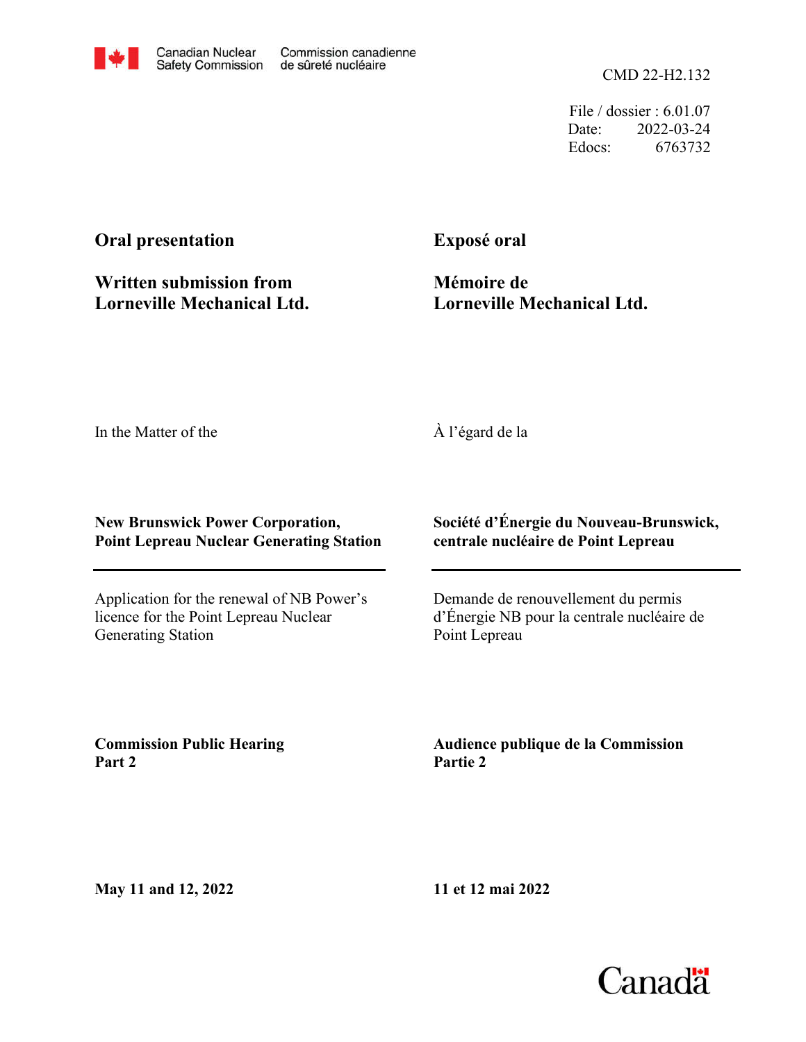Canadian Nuclear Safety Commission / Commission canadienne de sûreté nucléaire

CMD 22-H2.132

File / dossier : 6.01.07
Date: 2022-03-24
Edocs: 6763732

**Oral presentation**

**Written submission from Lorneville Mechanical Ltd.**

**Exposé oral**

**Mémoire de Lorneville Mechanical Ltd.**

In the Matter of the

À l'égard de la

**New Brunswick Power Corporation, Point Lepreau Nuclear Generating Station**

**Société d'Énergie du Nouveau-Brunswick, centrale nucléaire de Point Lepreau**

Application for the renewal of NB Power's licence for the Point Lepreau Nuclear Generating Station

Demande de renouvellement du permis d'Énergie NB pour la centrale nucléaire de Point Lepreau

**Commission Public Hearing Part 2**

**Audience publique de la Commission Partie 2**

**May 11 and 12, 2022**

**11 et 12 mai 2022**

Canada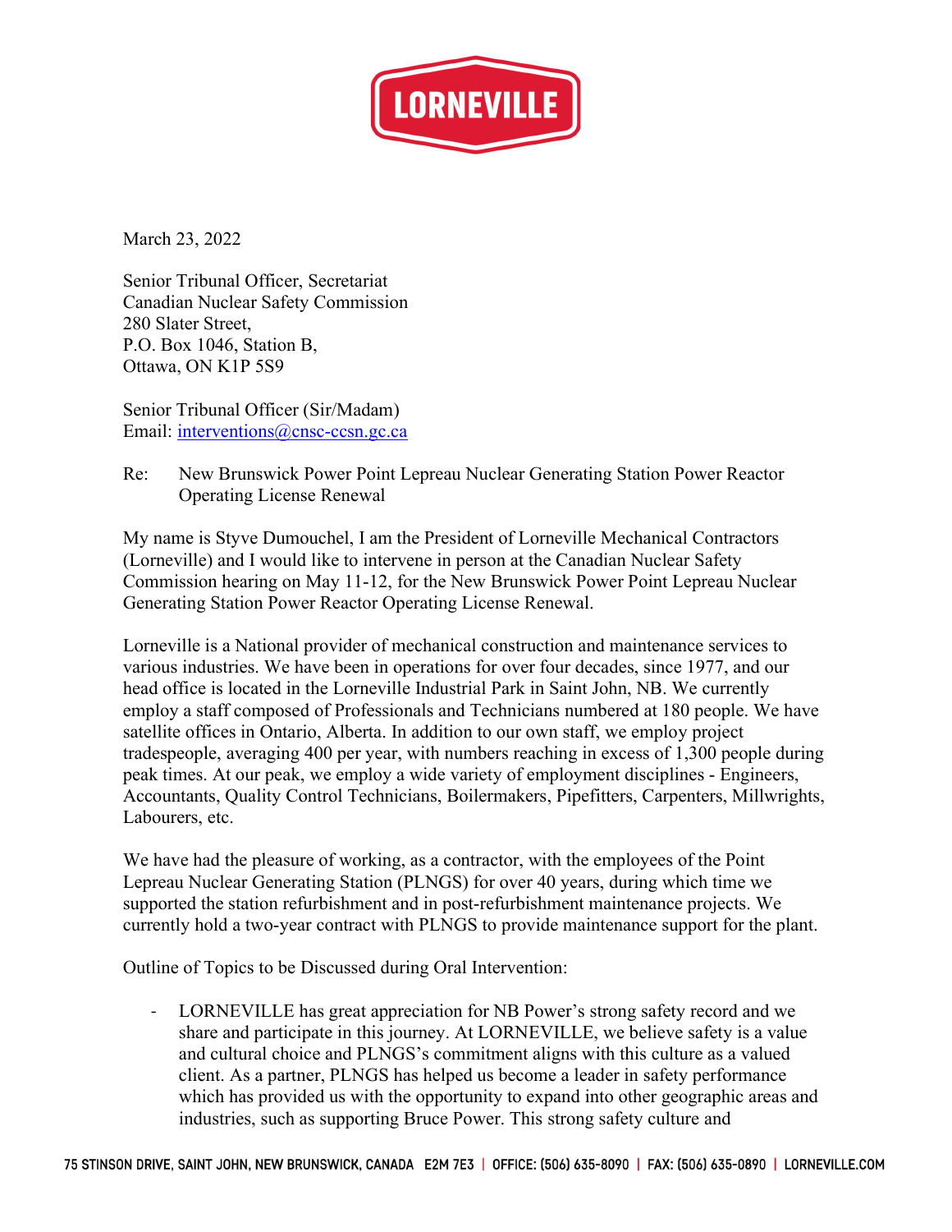March 23, 2022

Senior Tribunal Officer, Secretariat
Canadian Nuclear Safety Commission
280 Slater Street,
P.O. Box 1046, Station B,
Ottawa, ON K1P 5S9

Senior Tribunal Officer (Sir/Madam)
Email: interventions@cnsc-ccsn.gc.ca

Re: New Brunswick Power Point Lepreau Nuclear Generating Station Power Reactor Operating License Renewal

My name is Styve Dumouchel, I am the President of Lorneville Mechanical Contractors (Lorneville) and I would like to intervene in person at the Canadian Nuclear Safety Commission hearing on May 11-12, for the New Brunswick Power Point Lepreau Nuclear Generating Station Power Reactor Operating License Renewal.

Lorneville is a National provider of mechanical construction and maintenance services to various industries. We have been in operations for over four decades, since 1977, and our head office is located in the Lorneville Industrial Park in Saint John, NB. We currently employ a staff composed of Professionals and Technicians numbered at 180 people. We have satellite offices in Ontario, Alberta. In addition to our own staff, we employ project tradespeople, averaging 400 per year, with numbers reaching in excess of 1,300 people during peak times. At our peak, we employ a wide variety of employment disciplines - Engineers, Accountants, Quality Control Technicians, Boilermakers, Pipefitters, Carpenters, Millwrights, Labourers, etc.

We have had the pleasure of working, as a contractor, with the employees of the Point Lepreau Nuclear Generating Station (PLNGS) for over 40 years, during which time we supported the station refurbishment and in post-refurbishment maintenance projects. We currently hold a two-year contract with PLNGS to provide maintenance support for the plant.

Outline of Topics to be Discussed during Oral Intervention:

- LORNEVILLE has great appreciation for NB Power's strong safety record and we share and participate in this journey. At LORNEVILLE, we believe safety is a value and cultural choice and PLNGS's commitment aligns with this culture as a valued client. As a partner, PLNGS has helped us become a leader in safety performance which has provided us with the opportunity to expand into other geographic areas and industries, such as supporting Bruce Power. This strong safety culture and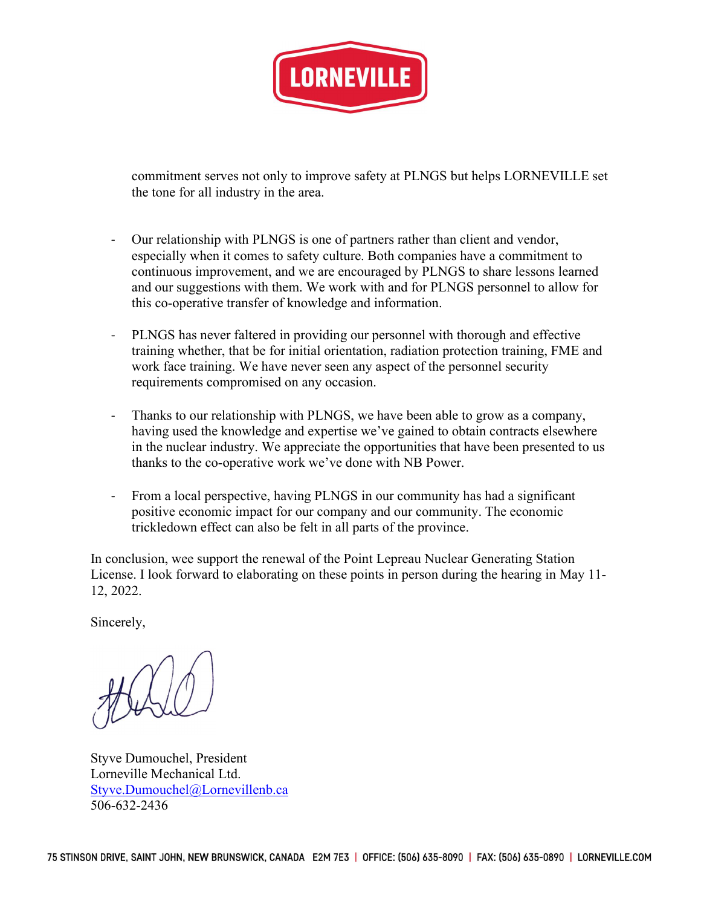commitment serves not only to improve safety at PLNGS but helps LORNEVILLE set the tone for all industry in the area.

- Our relationship with PLNGS is one of partners rather than client and vendor, especially when it comes to safety culture. Both companies have a commitment to continuous improvement, and we are encouraged by PLNGS to share lessons learned and our suggestions with them. We work with and for PLNGS personnel to allow for this co-operative transfer of knowledge and information.

- PLNGS has never faltered in providing our personnel with thorough and effective training whether, that be for initial orientation, radiation protection training, FME and work face training. We have never seen any aspect of the personnel security requirements compromised on any occasion.

- Thanks to our relationship with PLNGS, we have been able to grow as a company, having used the knowledge and expertise we've gained to obtain contracts elsewhere in the nuclear industry. We appreciate the opportunities that have been presented to us thanks to the co-operative work we've done with NB Power.

- From a local perspective, having PLNGS in our community has had a significant positive economic impact for our company and our community. The economic trickledown effect can also be felt in all parts of the province.

In conclusion, wee support the renewal of the Point Lepreau Nuclear Generating Station License. I look forward to elaborating on these points in person during the hearing in May 11-12, 2022.

Sincerely,

Styve Dumouchel, President
Lorneville Mechanical Ltd.
Styve.Dumouchel@Lornevillenb.ca
506-632-2436